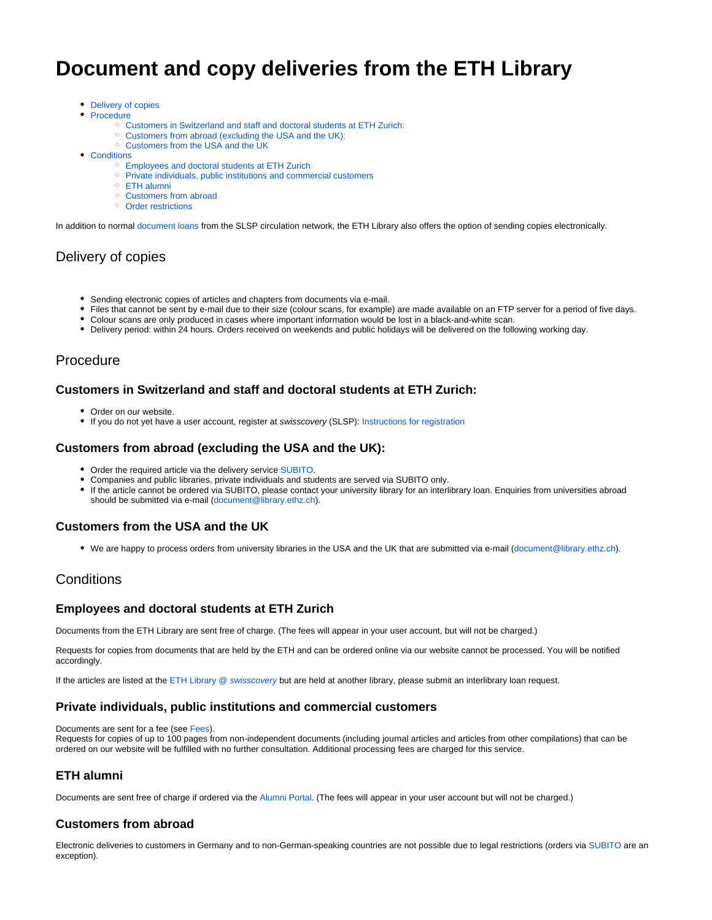# Document and copy deliveries from the ETH Library

- Delivery of copies
- Procedure
  - Customers in Switzerland and staff and doctoral students at ETH Zurich:
  - Customers from abroad (excluding the USA and the UK):
  - Customers from the USA and the UK
- Conditions
  - Employees and doctoral students at ETH Zurich
  - Private individuals, public institutions and commercial customers
  - ETH alumni
  - Customers from abroad
  - Order restrictions

In addition to normal document loans from the SLSP circulation network, the ETH Library also offers the option of sending copies electronically.

## Delivery of copies

- Sending electronic copies of articles and chapters from documents via e-mail.
- Files that cannot be sent by e-mail due to their size (colour scans, for example) are made available on an FTP server for a period of five days.
- Colour scans are only produced in cases where important information would be lost in a black-and-white scan.
- Delivery period: within 24 hours. Orders received on weekends and public holidays will be delivered on the following working day.

## Procedure

### Customers in Switzerland and staff and doctoral students at ETH Zurich:

- Order on our website.
- If you do not yet have a user account, register at *swisscovery* (SLSP): Instructions for registration

### Customers from abroad (excluding the USA and the UK):

- Order the required article via the delivery service SUBITO.
- Companies and public libraries, private individuals and students are served via SUBITO only.
- If the article cannot be ordered via SUBITO, please contact your university library for an interlibrary loan. Enquiries from universities abroad should be submitted via e-mail (document@library.ethz.ch).

### Customers from the USA and the UK

- We are happy to process orders from university libraries in the USA and the UK that are submitted via e-mail (document@library.ethz.ch).

## Conditions

### Employees and doctoral students at ETH Zurich

Documents from the ETH Library are sent free of charge. (The fees will appear in your user account, but will not be charged.)

Requests for copies from documents that are held by the ETH and can be ordered online via our website cannot be processed. You will be notified accordingly.

If the articles are listed at the ETH Library @ *swisscovery* but are held at another library, please submit an interlibrary loan request.

### Private individuals, public institutions and commercial customers

Documents are sent for a fee (see Fees).
Requests for copies of up to 100 pages from non-independent documents (including journal articles and articles from other compilations) that can be ordered on our website will be fulfilled with no further consultation. Additional processing fees are charged for this service.

### ETH alumni

Documents are sent free of charge if ordered via the Alumni Portal. (The fees will appear in your user account but will not be charged.)

### Customers from abroad

Electronic deliveries to customers in Germany and to non-German-speaking countries are not possible due to legal restrictions (orders via SUBITO are an exception).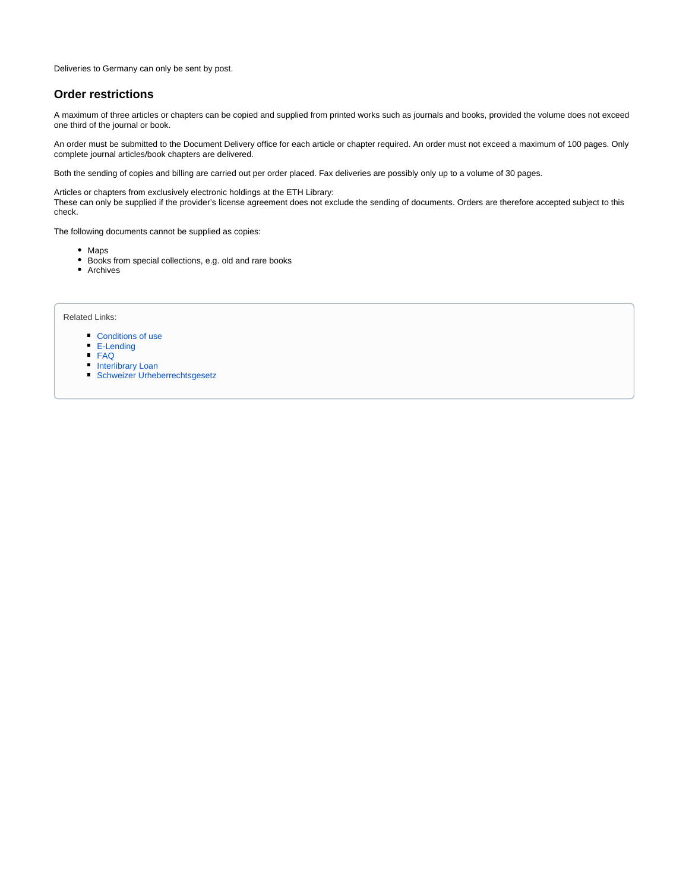Deliveries to Germany can only be sent by post.

## Order restrictions

A maximum of three articles or chapters can be copied and supplied from printed works such as journals and books, provided the volume does not exceed one third of the journal or book.

An order must be submitted to the Document Delivery office for each article or chapter required. An order must not exceed a maximum of 100 pages. Only complete journal articles/book chapters are delivered.

Both the sending of copies and billing are carried out per order placed. Fax deliveries are possibly only up to a volume of 30 pages.

Articles or chapters from exclusively electronic holdings at the ETH Library:
These can only be supplied if the provider's license agreement does not exclude the sending of documents. Orders are therefore accepted subject to this check.

The following documents cannot be supplied as copies:

- Maps
- Books from special collections, e.g. old and rare books
- Archives

Related Links:

- Conditions of use
- E-Lending
- FAQ
- Interlibrary Loan
- Schweizer Urheberrechtsgesetz